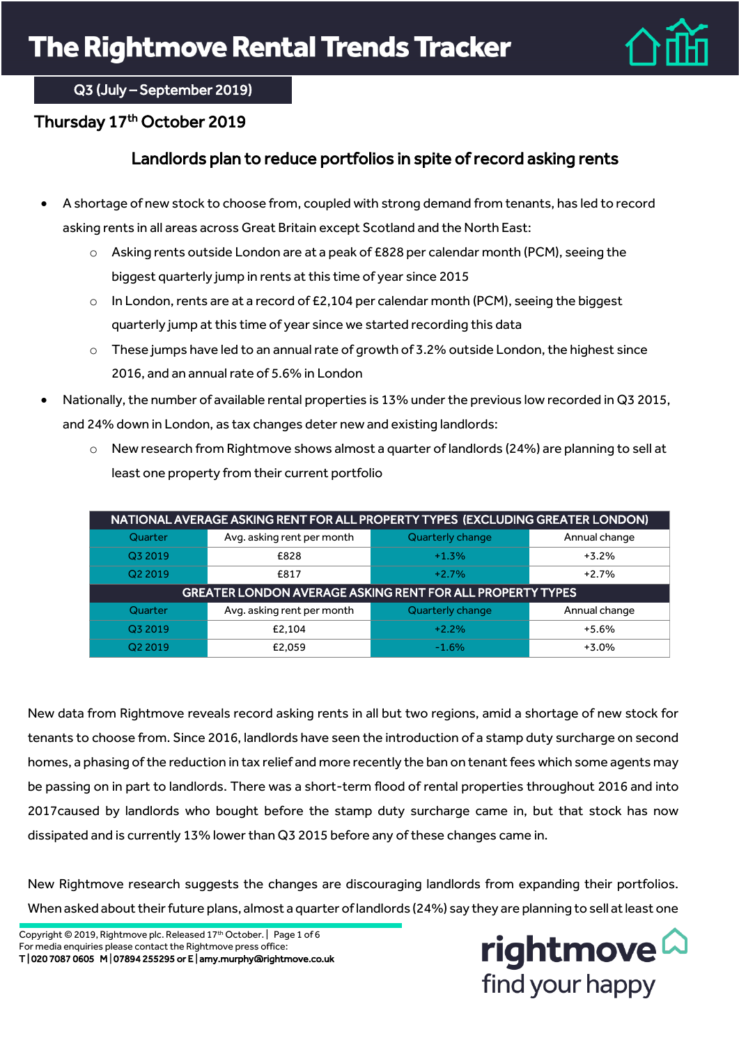# The Rightmove Rental Trends Tracker

Q3 (July – September 2019)

Thursday 17th October 2019

## Landlords plan to reduce portfolios in spite of record asking rents

- A shortage of new stock to choose from, coupled with strong demand from tenants, has led to record asking rents in all areas across Great Britain except Scotland and the North East:
    - Asking rents outside London are at a peak of £828 per calendar month (PCM), seeing the biggest quarterly jump in rents at this time of year since 2015
    - In London, rents are at a record of £2,104 per calendar month (PCM), seeing the biggest quarterly jump at this time of year since we started recording this data
    - These jumps have led to an annual rate of growth of 3.2% outside London, the highest since 2016, and an annual rate of 5.6% in London
- Nationally, the number of available rental properties is 13% under the previous low recorded in Q3 2015, and 24% down in London, as tax changes deter new and existing landlords:
    - New research from Rightmove shows almost a quarter of landlords (24%) are planning to sell at least one property from their current portfolio

| NATIONAL AVERAGE ASKING RENT FOR ALL PROPERTY TYPES (EXCLUDING GREATER LONDON) | | | |
|---|---|---|---|
| Quarter | Avg. asking rent per month | Quarterly change | Annual change |
| Q3 2019 | £828 | +1.3% | +3.2% |
| Q2 2019 | £817 | +2.7% | +2.7% |
| **GREATER LONDON AVERAGE ASKING RENT FOR ALL PROPERTY TYPES** | | | |
| Quarter | Avg. asking rent per month | Quarterly change | Annual change |
| Q3 2019 | £2,104 | +2.2% | +5.6% |
| Q2 2019 | £2,059 | -1.6% | +3.0% |

New data from Rightmove reveals record asking rents in all but two regions, amid a shortage of new stock for tenants to choose from. Since 2016, landlords have seen the introduction of a stamp duty surcharge on second homes, a phasing of the reduction in tax relief and more recently the ban on tenant fees which some agents may be passing on in part to landlords. There was a short-term flood of rental properties throughout 2016 and into 2017caused by landlords who bought before the stamp duty surcharge came in, but that stock has now dissipated and is currently 13% lower than Q3 2015 before any of these changes came in.

New Rightmove research suggests the changes are discouraging landlords from expanding their portfolios. When asked about their future plans, almost a quarter of landlords (24%) say they are planning to sell at least one

Copyright © 2019, Rightmove plc. Released 17th October.
For media enquiries please contact the Rightmove press office:
T | 020 7087 0605 M | 07894 255295 or E | amy.murphy@rightmove.co.uk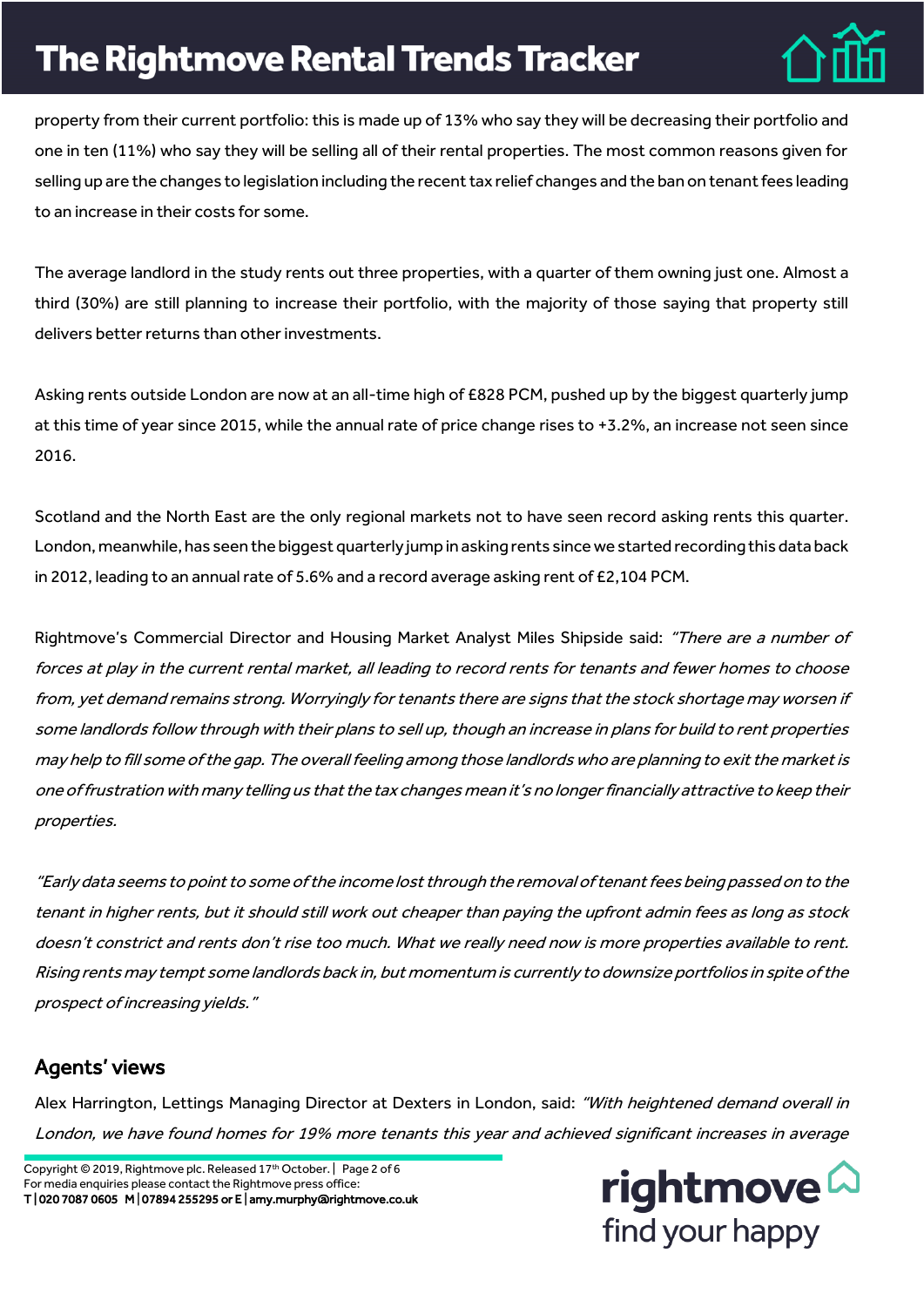property from their current portfolio: this is made up of 13% who say they will be decreasing their portfolio and one in ten (11%) who say they will be selling all of their rental properties. The most common reasons given for selling up are the changes to legislation including the recent tax relief changes and the ban on tenant fees leading to an increase in their costs for some.

The average landlord in the study rents out three properties, with a quarter of them owning just one. Almost a third (30%) are still planning to increase their portfolio, with the majority of those saying that property still delivers better returns than other investments.

Asking rents outside London are now at an all-time high of £828 PCM, pushed up by the biggest quarterly jump at this time of year since 2015, while the annual rate of price change rises to +3.2%, an increase not seen since 2016.

Scotland and the North East are the only regional markets not to have seen record asking rents this quarter. London, meanwhile, has seen the biggest quarterly jump in asking rents since we started recording this data back in 2012, leading to an annual rate of 5.6% and a record average asking rent of £2,104 PCM.

Rightmove's Commercial Director and Housing Market Analyst Miles Shipside said: *"There are a number of forces at play in the current rental market, all leading to record rents for tenants and fewer homes to choose from, yet demand remains strong. Worryingly for tenants there are signs that the stock shortage may worsen if some landlords follow through with their plans to sell up, though an increase in plans for build to rent properties may help to fill some of the gap. The overall feeling among those landlords who are planning to exit the market is one of frustration with many telling us that the tax changes mean it's no longer financially attractive to keep their properties.*

*"Early data seems to point to some of the income lost through the removal of tenant fees being passed on to the tenant in higher rents, but it should still work out cheaper than paying the upfront admin fees as long as stock doesn't constrict and rents don't rise too much. What we really need now is more properties available to rent. Rising rents may tempt some landlords back in, but momentum is currently to downsize portfolios in spite of the prospect of increasing yields."*

## Agents' views

Alex Harrington, Lettings Managing Director at Dexters in London, said: *"With heightened demand overall in London, we have found homes for 19% more tenants this year and achieved significant increases in average*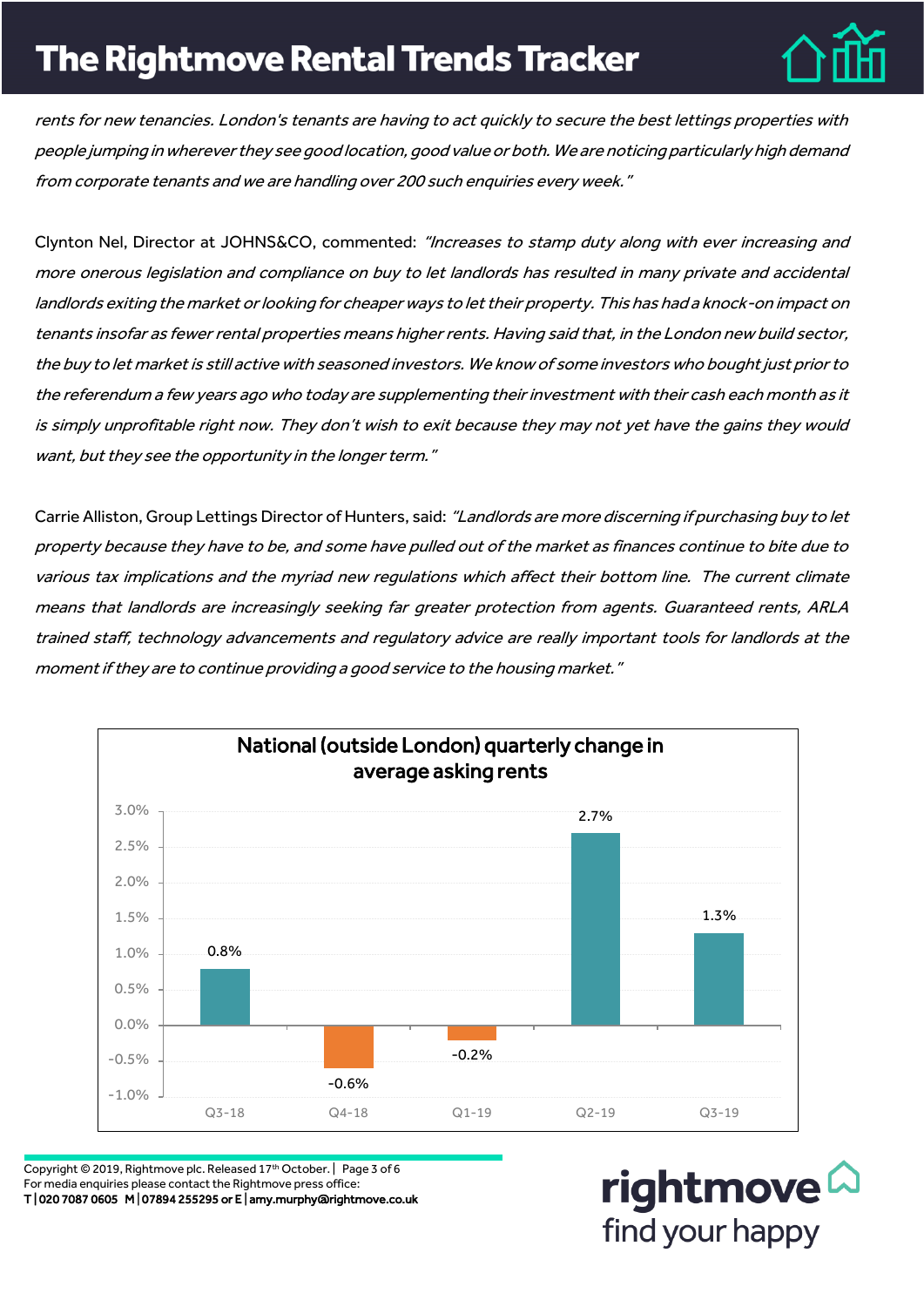*rents for new tenancies. London's tenants are having to act quickly to secure the best lettings properties with people jumping in wherever they see good location, good value or both. We are noticing particularly high demand from corporate tenants and we are handling over 200 such enquiries every week."*

Clynton Nel, Director at JOHNS&CO, commented: *"Increases to stamp duty along with ever increasing and more onerous legislation and compliance on buy to let landlords has resulted in many private and accidental landlords exiting the market or looking for cheaper ways to let their property. This has had a knock-on impact on tenants insofar as fewer rental properties means higher rents. Having said that, in the London new build sector, the buy to let market is still active with seasoned investors. We know of some investors who bought just prior to the referendum a few years ago who today are supplementing their investment with their cash each month as it is simply unprofitable right now. They don't wish to exit because they may not yet have the gains they would want, but they see the opportunity in the longer term."*

Carrie Alliston, Group Lettings Director of Hunters, said: *"Landlords are more discerning if purchasing buy to let property because they have to be, and some have pulled out of the market as finances continue to bite due to various tax implications and the myriad new regulations which affect their bottom line. The current climate means that landlords are increasingly seeking far greater protection from agents. Guaranteed rents, ARLA trained staff, technology advancements and regulatory advice are really important tools for landlords at the moment if they are to continue providing a good service to the housing market."*

**National (outside London) quarterly change in average asking rents**

| Quarter | Change |
|---|---|
| Q3-18 | 0.8% |
| Q4-18 | -0.6% |
| Q1-19 | -0.2% |
| Q2-19 | 2.7% |
| Q3-19 | 1.3% |

Copyright © 2019, Rightmove plc. Released 17th October.

For media enquiries please contact the Rightmove press office:
T | 020 7087 0605 M | 07894 255295 or E | amy.murphy@rightmove.co.uk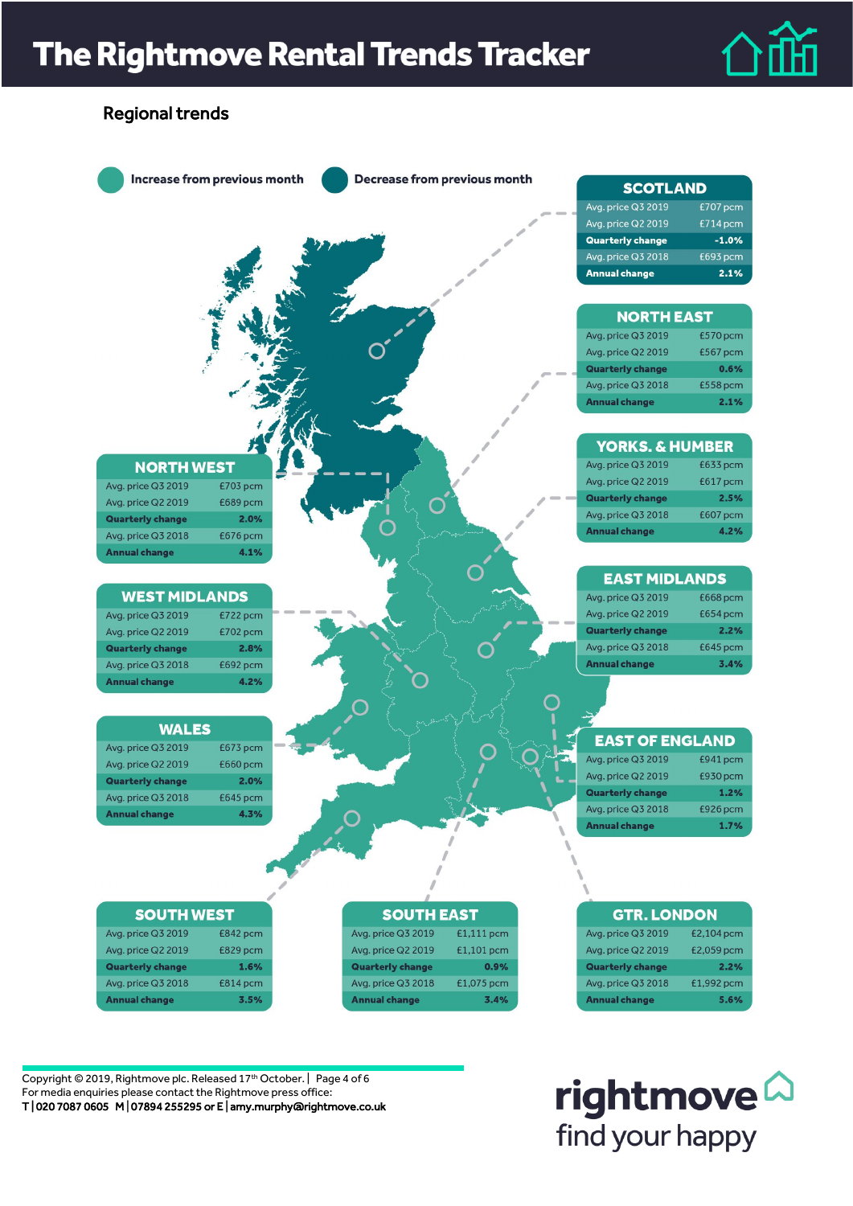# The Rightmove Rental Trends Tracker

## Regional trends

Increase from previous month | Decrease from previous month

### SCOTLAND

| | |
|---|---|
| Avg. price Q3 2019 | £707 pcm |
| Avg. price Q2 2019 | £714 pcm |
| **Quarterly change** | **-1.0%** |
| Avg. price Q3 2018 | £693 pcm |
| **Annual change** | **2.1%** |

### NORTH EAST

| | |
|---|---|
| Avg. price Q3 2019 | £570 pcm |
| Avg. price Q2 2019 | £567 pcm |
| **Quarterly change** | **0.6%** |
| Avg. price Q3 2018 | £558 pcm |
| **Annual change** | **2.1%** |

### YORKS. & HUMBER

| | |
|---|---|
| Avg. price Q3 2019 | £633 pcm |
| Avg. price Q2 2019 | £617 pcm |
| **Quarterly change** | **2.5%** |
| Avg. price Q3 2018 | £607 pcm |
| **Annual change** | **4.2%** |

### NORTH WEST

| | |
|---|---|
| Avg. price Q3 2019 | £703 pcm |
| Avg. price Q2 2019 | £689 pcm |
| **Quarterly change** | **2.0%** |
| Avg. price Q3 2018 | £676 pcm |
| **Annual change** | **4.1%** |

### EAST MIDLANDS

| | |
|---|---|
| Avg. price Q3 2019 | £668 pcm |
| Avg. price Q2 2019 | £654 pcm |
| **Quarterly change** | **2.2%** |
| Avg. price Q3 2018 | £645 pcm |
| **Annual change** | **3.4%** |

### WEST MIDLANDS

| | |
|---|---|
| Avg. price Q3 2019 | £722 pcm |
| Avg. price Q2 2019 | £702 pcm |
| **Quarterly change** | **2.8%** |
| Avg. price Q3 2018 | £692 pcm |
| **Annual change** | **4.2%** |

### WALES

| | |
|---|---|
| Avg. price Q3 2019 | £673 pcm |
| Avg. price Q2 2019 | £660 pcm |
| **Quarterly change** | **2.0%** |
| Avg. price Q3 2018 | £645 pcm |
| **Annual change** | **4.3%** |

### EAST OF ENGLAND

| | |
|---|---|
| Avg. price Q3 2019 | £941 pcm |
| Avg. price Q2 2019 | £930 pcm |
| **Quarterly change** | **1.2%** |
| Avg. price Q3 2018 | £926 pcm |
| **Annual change** | **1.7%** |

### SOUTH WEST

| | |
|---|---|
| Avg. price Q3 2019 | £842 pcm |
| Avg. price Q2 2019 | £829 pcm |
| **Quarterly change** | **1.6%** |
| Avg. price Q3 2018 | £814 pcm |
| **Annual change** | **3.5%** |

### SOUTH EAST

| | |
|---|---|
| Avg. price Q3 2019 | £1,111 pcm |
| Avg. price Q2 2019 | £1,101 pcm |
| **Quarterly change** | **0.9%** |
| Avg. price Q3 2018 | £1,075 pcm |
| **Annual change** | **3.4%** |

### GTR. LONDON

| | |
|---|---|
| Avg. price Q3 2019 | £2,104 pcm |
| Avg. price Q2 2019 | £2,059 pcm |
| **Quarterly change** | **2.2%** |
| Avg. price Q3 2018 | £1,992 pcm |
| **Annual change** | **5.6%** |

Copyright © 2019, Rightmove plc. Released 17th October.

For media enquiries please contact the Rightmove press office:
T | 020 7087 0605 M | 07894 255295 or E | amy.murphy@rightmove.co.uk

rightmove
find your happy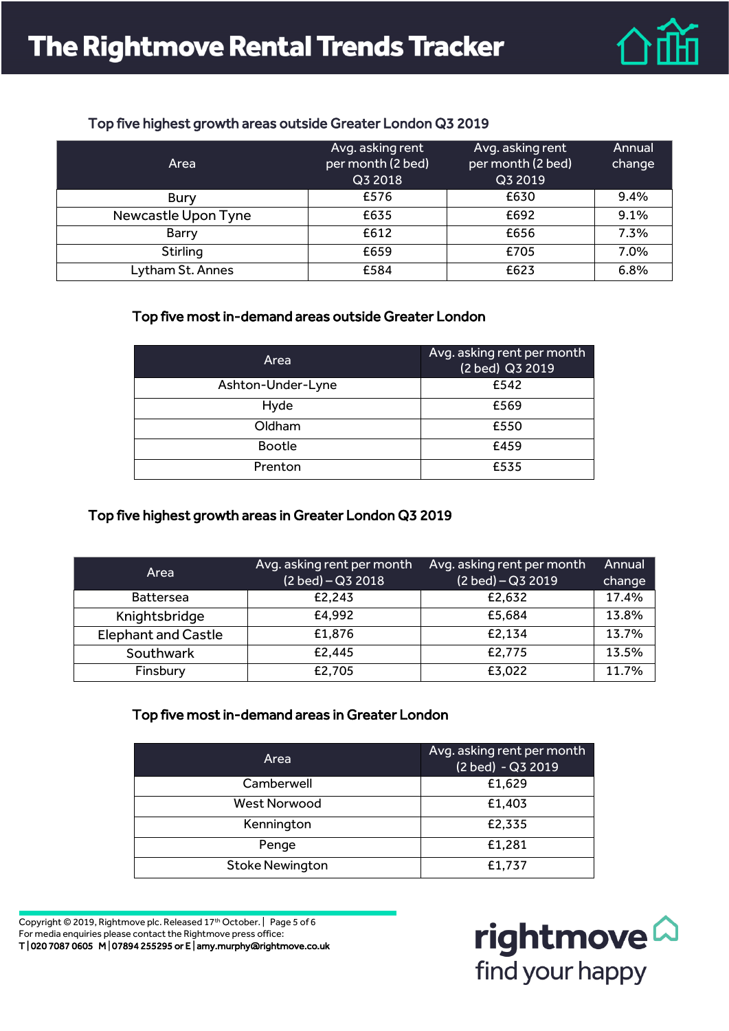# The Rightmove Rental Trends Tracker

### Top five highest growth areas outside Greater London Q3 2019

| Area | Avg. asking rent per month (2 bed) Q3 2018 | Avg. asking rent per month (2 bed) Q3 2019 | Annual change |
|---|---|---|---|
| Bury | £576 | £630 | 9.4% |
| Newcastle Upon Tyne | £635 | £692 | 9.1% |
| Barry | £612 | £656 | 7.3% |
| Stirling | £659 | £705 | 7.0% |
| Lytham St. Annes | £584 | £623 | 6.8% |

### Top five most in-demand areas outside Greater London

| Area | Avg. asking rent per month (2 bed) Q3 2019 |
|---|---|
| Ashton-Under-Lyne | £542 |
| Hyde | £569 |
| Oldham | £550 |
| Bootle | £459 |
| Prenton | £535 |

### Top five highest growth areas in Greater London Q3 2019

| Area | Avg. asking rent per month (2 bed) – Q3 2018 | Avg. asking rent per month (2 bed) – Q3 2019 | Annual change |
|---|---|---|---|
| Battersea | £2,243 | £2,632 | 17.4% |
| Knightsbridge | £4,992 | £5,684 | 13.8% |
| Elephant and Castle | £1,876 | £2,134 | 13.7% |
| Southwark | £2,445 | £2,775 | 13.5% |
| Finsbury | £2,705 | £3,022 | 11.7% |

### Top five most in-demand areas in Greater London

| Area | Avg. asking rent per month (2 bed) - Q3 2019 |
|---|---|
| Camberwell | £1,629 |
| West Norwood | £1,403 |
| Kennington | £2,335 |
| Penge | £1,281 |
| Stoke Newington | £1,737 |

Copyright © 2019, Rightmove plc. Released 17th October.
For media enquiries please contact the Rightmove press office:
**T | 020 7087 0605 M | 07894 255295 or E | amy.murphy@rightmove.co.uk**

rightmove
find your happy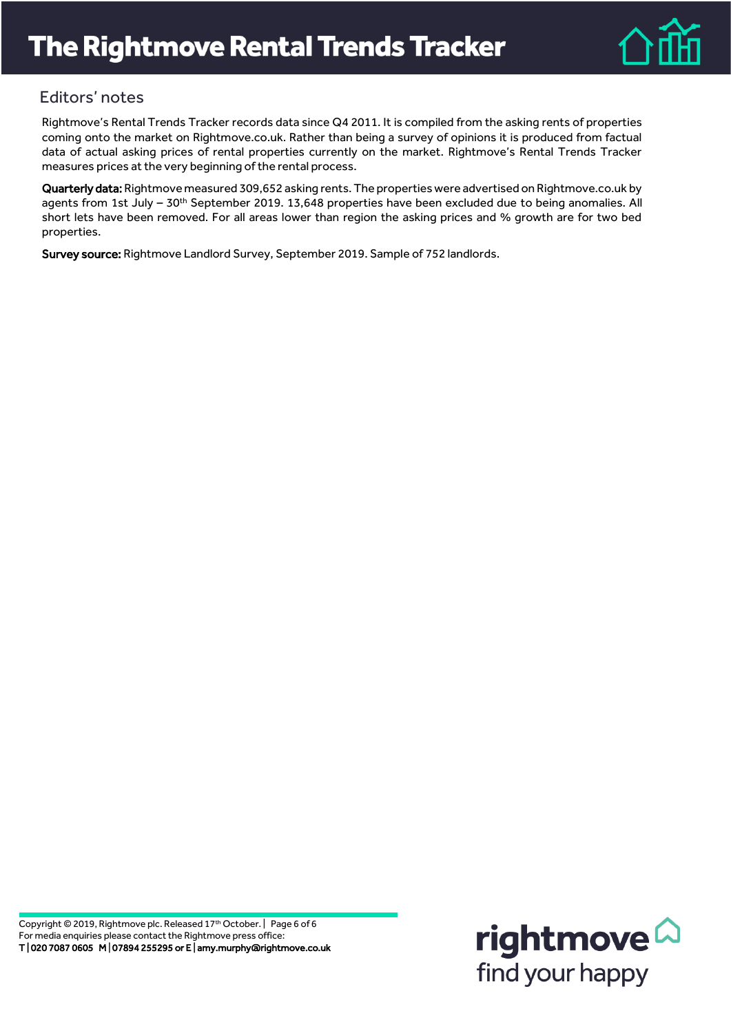## Editors' notes

Rightmove's Rental Trends Tracker records data since Q4 2011. It is compiled from the asking rents of properties coming onto the market on Rightmove.co.uk. Rather than being a survey of opinions it is produced from factual data of actual asking prices of rental properties currently on the market. Rightmove's Rental Trends Tracker measures prices at the very beginning of the rental process.

**Quarterly data:** Rightmove measured 309,652 asking rents. The properties were advertised on Rightmove.co.uk by agents from 1st July – 30th September 2019. 13,648 properties have been excluded due to being anomalies. All short lets have been removed. For all areas lower than region the asking prices and % growth are for two bed properties.

**Survey source:** Rightmove Landlord Survey, September 2019. Sample of 752 landlords.

Copyright © 2019, Rightmove plc. Released 17th October.
For media enquiries please contact the Rightmove press office:
**T | 020 7087 0605 M | 07894 255295 or E | amy.murphy@rightmove.co.uk**

rightmove
find your happy